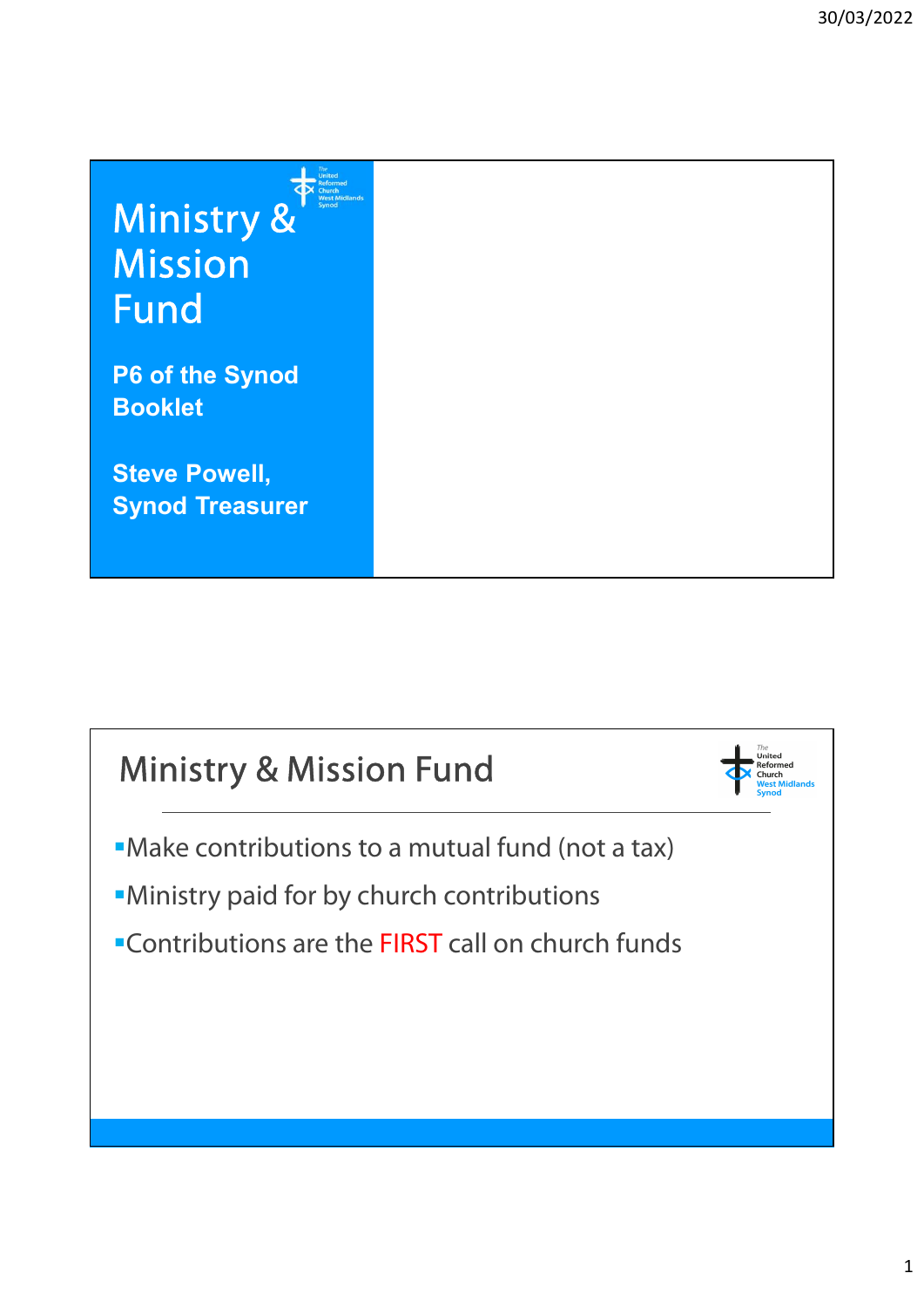# Ministry & Mission Fund

**P6 of the Synod Booklet**

**Steve Powell, Synod Treasurer**

## Ministry & Mission Fund

- Make contributions to a mutual fund (not a tax)
- Ministry paid for by church contributions
- Contributions are the FIRST call on church funds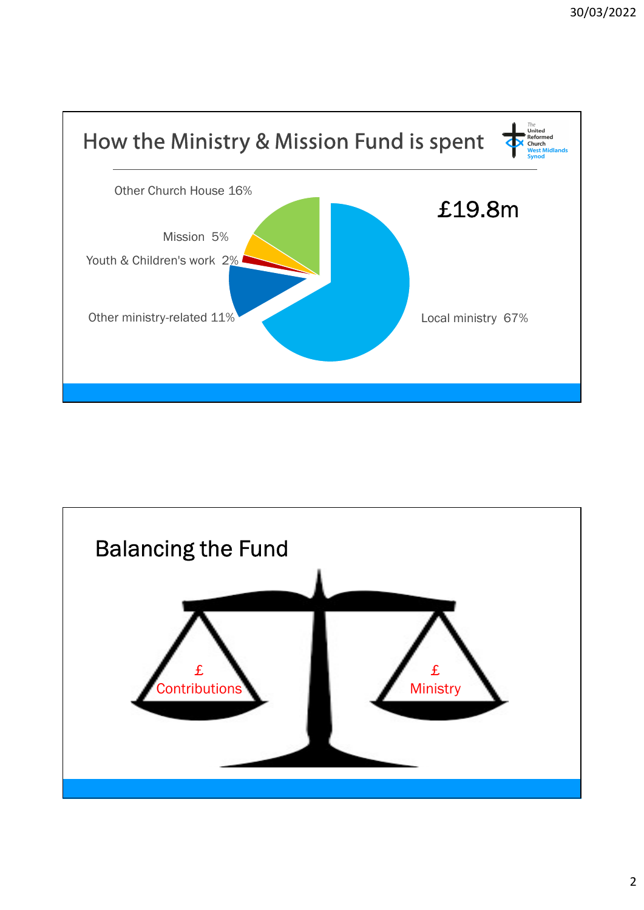## How the Ministry & Mission Fund is spent

£19.8m

- Local ministry 67%
- Other Church House 16%
- Other ministry-related 11%
- Mission 5%
- Youth & Children's work 2%

## Balancing the Fund

£ Contributions

£ Ministry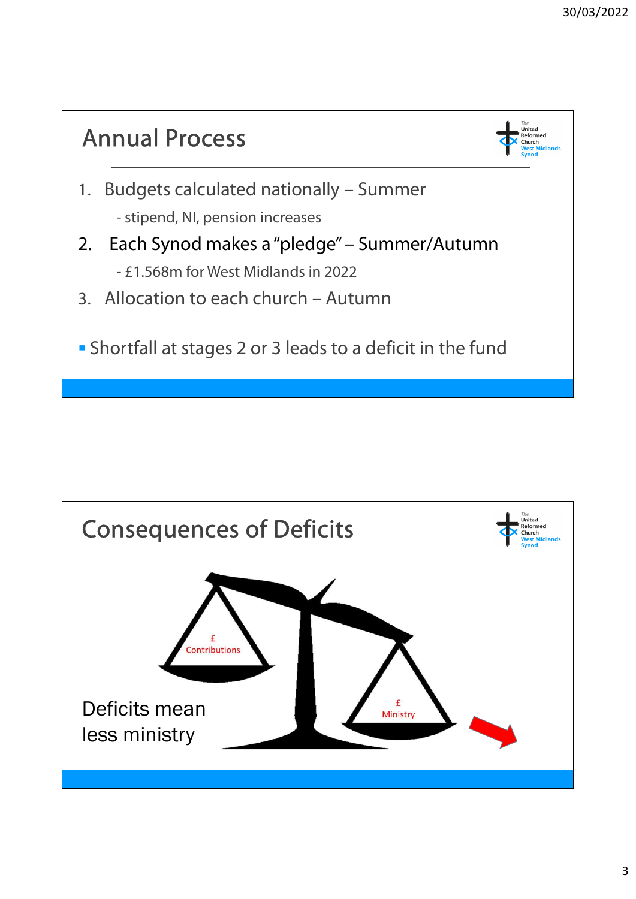## Annual Process

1. Budgets calculated nationally – Summer
   - stipend, NI, pension increases
2. Each Synod makes a "pledge" – Summer/Autumn
   - £1.568m for West Midlands in 2022
3. Allocation to each church – Autumn

- Shortfall at stages 2 or 3 leads to a deficit in the fund

## Consequences of Deficits

£ Contributions

£ Ministry

Deficits mean less ministry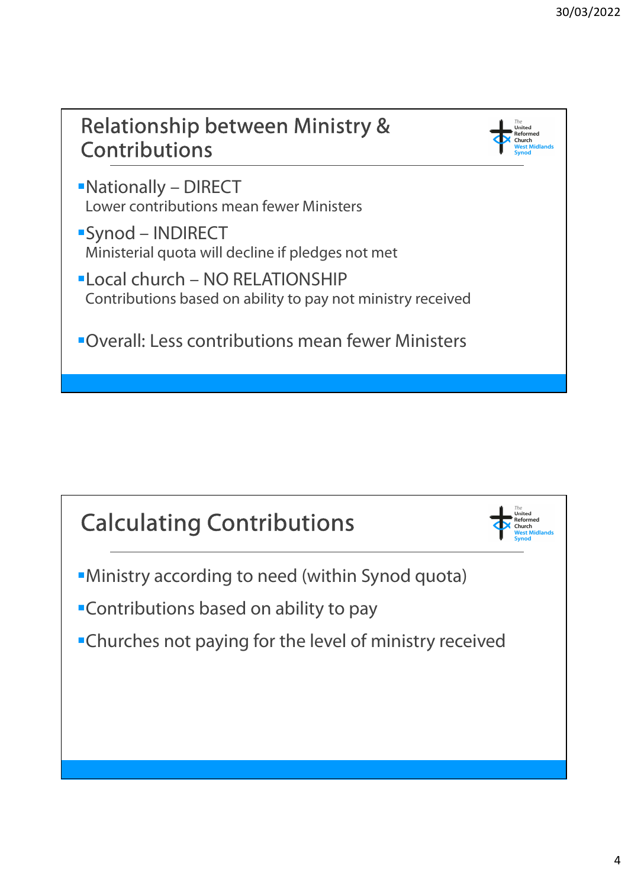## Relationship between Ministry & Contributions

- Nationally – DIRECT
  Lower contributions mean fewer Ministers
- Synod – INDIRECT
  Ministerial quota will decline if pledges not met
- Local church – NO RELATIONSHIP
  Contributions based on ability to pay not ministry received

- Overall: Less contributions mean fewer Ministers

## Calculating Contributions

- Ministry according to need (within Synod quota)
- Contributions based on ability to pay
- Churches not paying for the level of ministry received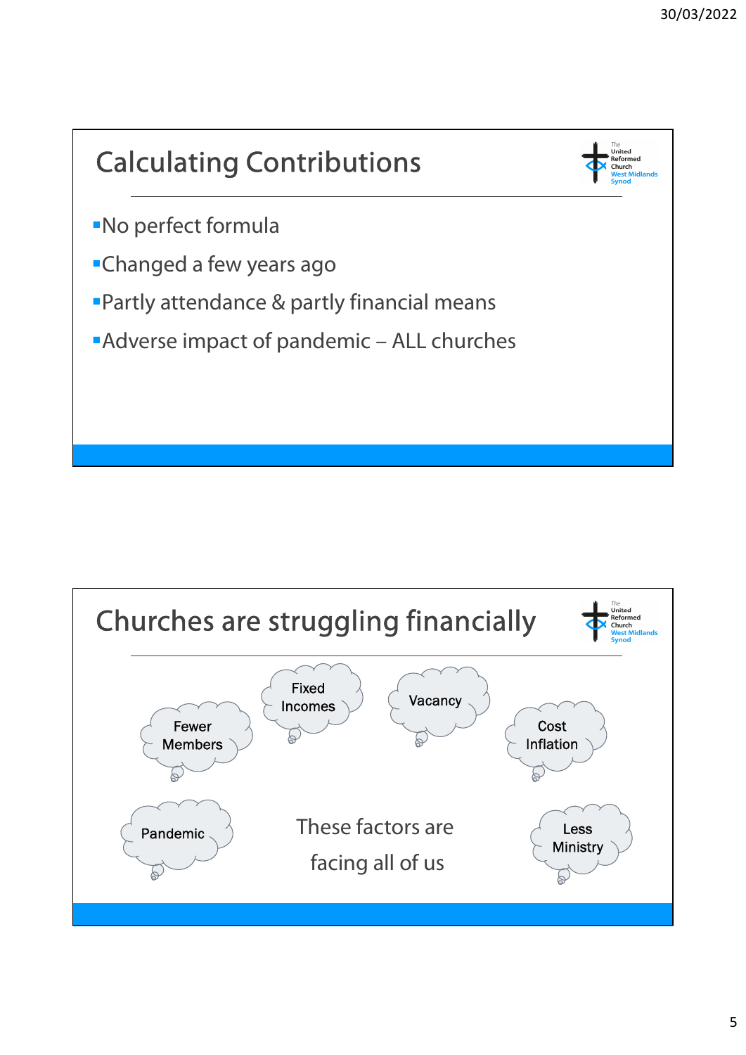## Calculating Contributions

- No perfect formula
- Changed a few years ago
- Partly attendance & partly financial means
- Adverse impact of pandemic – ALL churches

## Churches are struggling financially

- Fewer Members
- Fixed Incomes
- Vacancy
- Cost Inflation
- Pandemic
- Less Ministry

These factors are facing all of us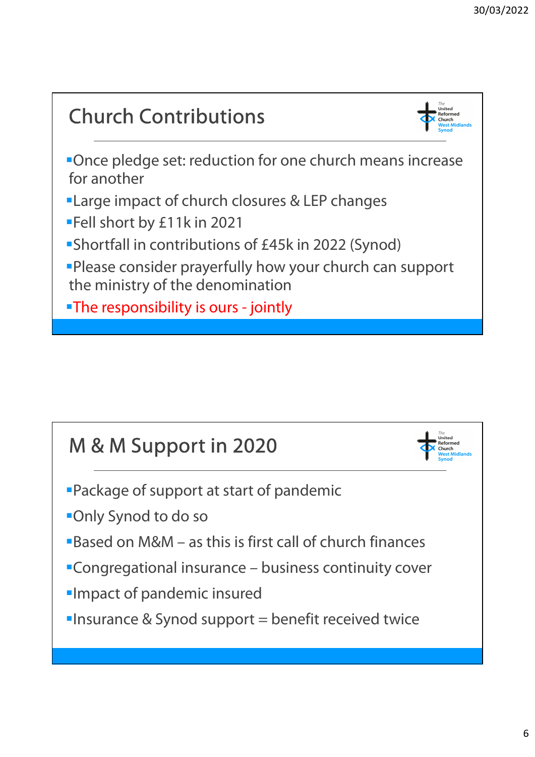## Church Contributions

- Once pledge set: reduction for one church means increase for another
- Large impact of church closures & LEP changes
- Fell short by £11k in 2021
- Shortfall in contributions of £45k in 2022 (Synod)
- Please consider prayerfully how your church can support the ministry of the denomination
- The responsibility is ours - jointly

## M & M Support in 2020

- Package of support at start of pandemic
- Only Synod to do so
- Based on M&M – as this is first call of church finances
- Congregational insurance – business continuity cover
- Impact of pandemic insured
- Insurance & Synod support = benefit received twice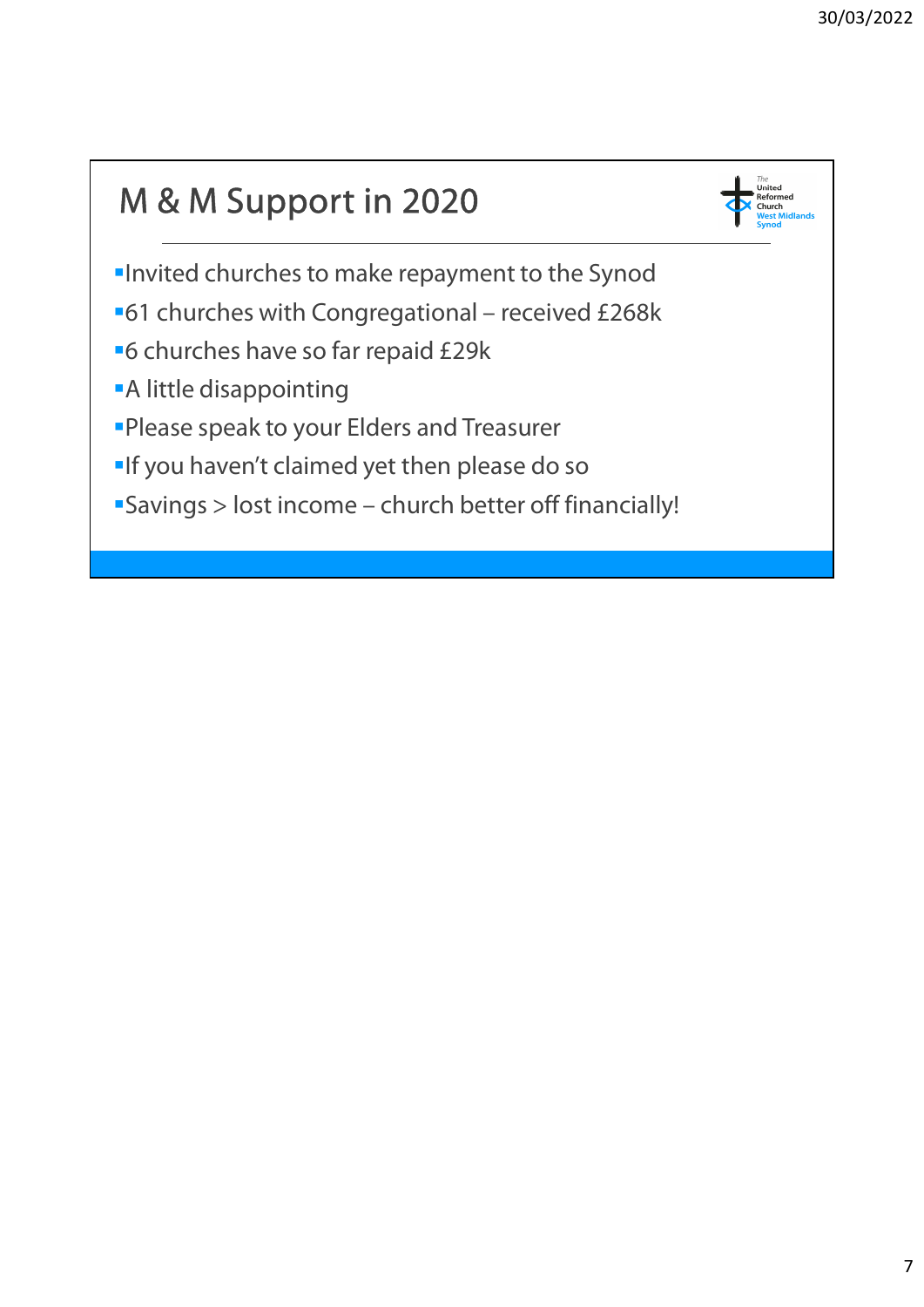## M & M Support in 2020

- Invited churches to make repayment to the Synod
- 61 churches with Congregational – received £268k
- 6 churches have so far repaid £29k
- A little disappointing
- Please speak to your Elders and Treasurer
- If you haven't claimed yet then please do so
- Savings > lost income – church better off financially!